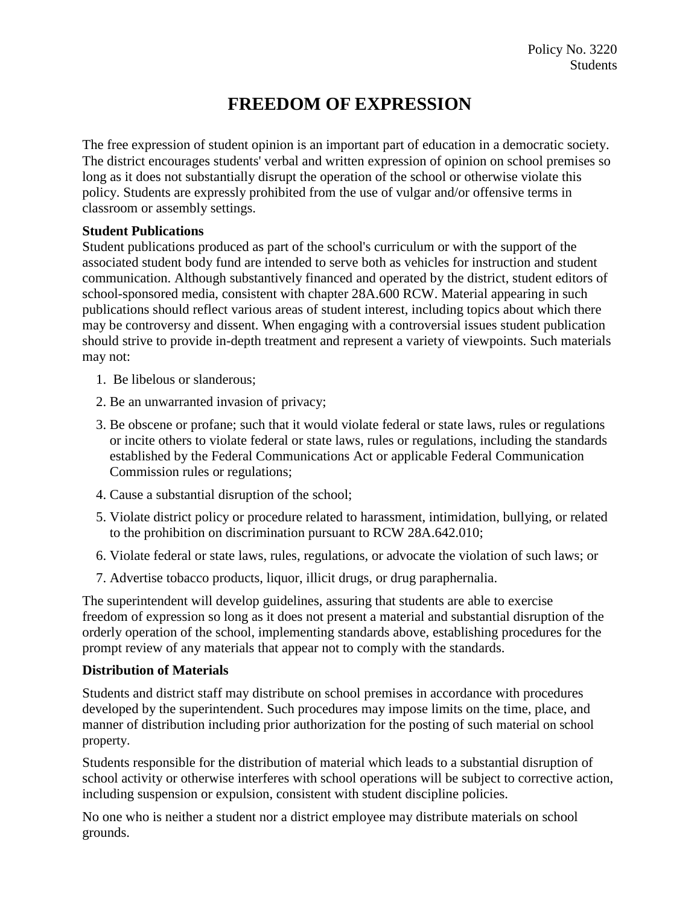Policy No. 3220
Students

# FREEDOM OF EXPRESSION

The free expression of student opinion is an important part of education in a democratic society. The district encourages students' verbal and written expression of opinion on school premises so long as it does not substantially disrupt the operation of the school or otherwise violate this policy. Students are expressly prohibited from the use of vulgar and/or offensive terms in classroom or assembly settings.

**Student Publications**

Student publications produced as part of the school's curriculum or with the support of the associated student body fund are intended to serve both as vehicles for instruction and student communication. Although substantively financed and operated by the district, student editors of school-sponsored media, consistent with chapter 28A.600 RCW. Material appearing in such publications should reflect various areas of student interest, including topics about which there may be controversy and dissent. When engaging with a controversial issues student publication should strive to provide in-depth treatment and represent a variety of viewpoints. Such materials may not:

1. Be libelous or slanderous;
2. Be an unwarranted invasion of privacy;
3. Be obscene or profane; such that it would violate federal or state laws, rules or regulations or incite others to violate federal or state laws, rules or regulations, including the standards established by the Federal Communications Act or applicable Federal Communication Commission rules or regulations;
4. Cause a substantial disruption of the school;
5. Violate district policy or procedure related to harassment, intimidation, bullying, or related to the prohibition on discrimination pursuant to RCW 28A.642.010;
6. Violate federal or state laws, rules, regulations, or advocate the violation of such laws; or
7. Advertise tobacco products, liquor, illicit drugs, or drug paraphernalia.

The superintendent will develop guidelines, assuring that students are able to exercise freedom of expression so long as it does not present a material and substantial disruption of the orderly operation of the school, implementing standards above, establishing procedures for the prompt review of any materials that appear not to comply with the standards.

**Distribution of Materials**

Students and district staff may distribute on school premises in accordance with procedures developed by the superintendent. Such procedures may impose limits on the time, place, and manner of distribution including prior authorization for the posting of such material on school property.

Students responsible for the distribution of material which leads to a substantial disruption of school activity or otherwise interferes with school operations will be subject to corrective action, including suspension or expulsion, consistent with student discipline policies.

No one who is neither a student nor a district employee may distribute materials on school grounds.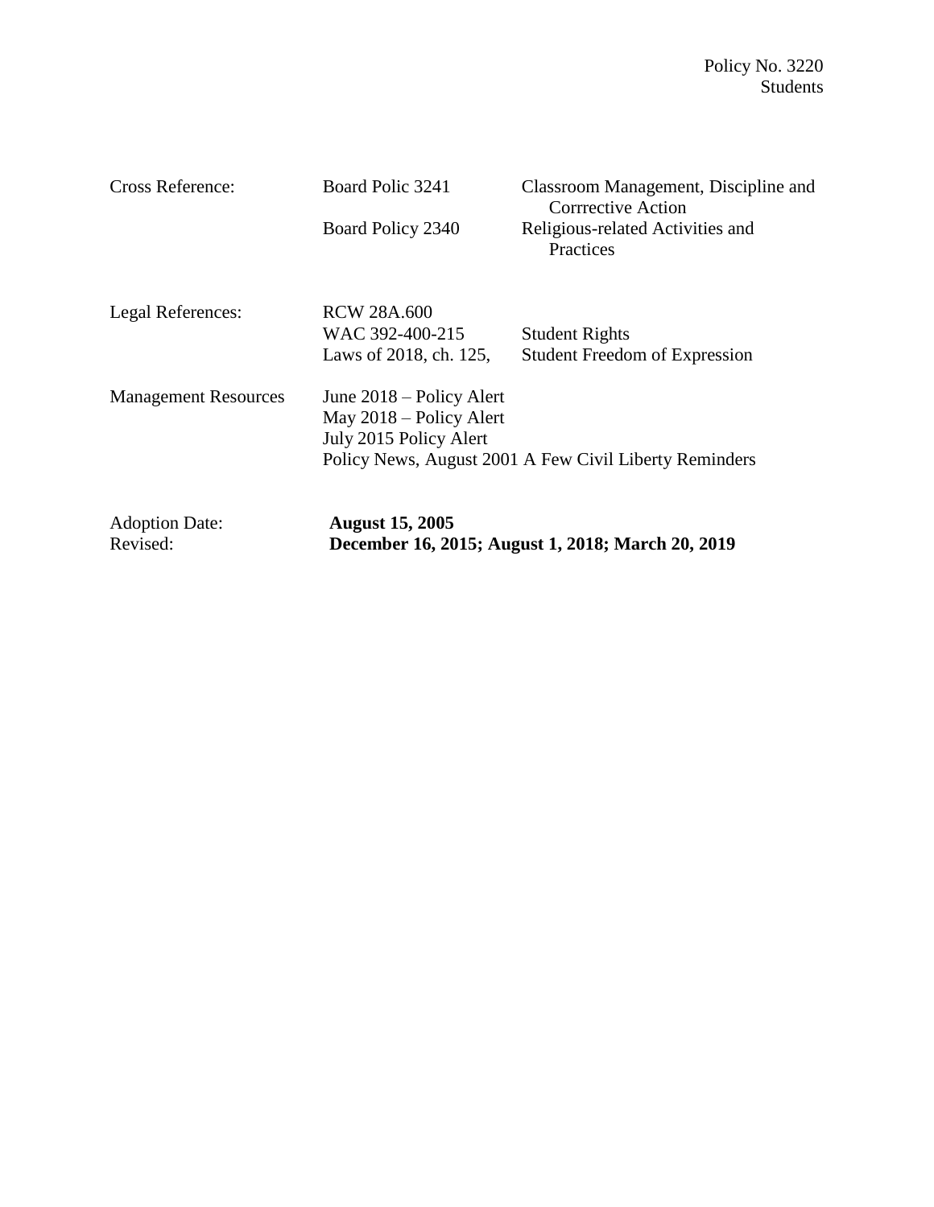Policy No. 3220
Students

| | | |
|---|---|---|
| Cross Reference: | Board Polic 3241 | Classroom Management, Discipline and Corrrective Action |
| | Board Policy 2340 | Religious-related Activities and Practices |
| Legal References: | RCW 28A.600 | |
| | WAC 392-400-215 | Student Rights |
| | Laws of 2018, ch. 125, | Student Freedom of Expression |
| Management Resources | June 2018 – Policy Alert | |
| | May 2018 – Policy Alert | |
| | July 2015 Policy Alert | |
| | Policy News, August 2001 A Few Civil Liberty Reminders | |

Adoption Date: **August 15, 2005**
Revised: **December 16, 2015; August 1, 2018; March 20, 2019**